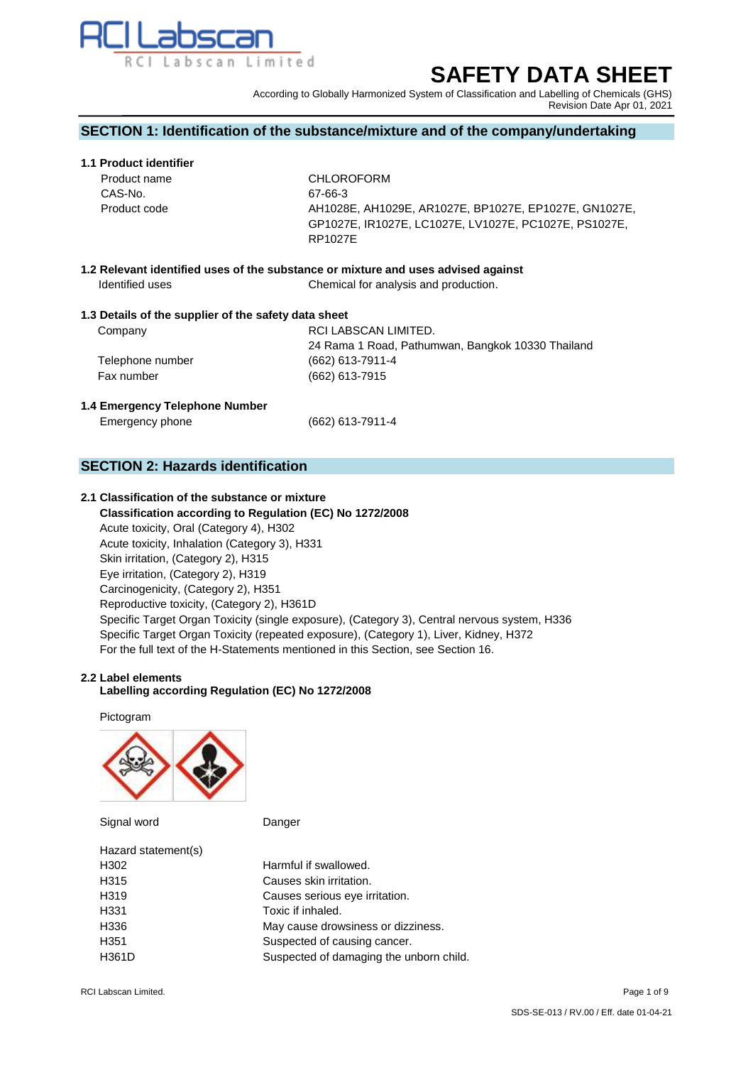RCI Labscan

RCI Labscan Limited

# SAFETY DATA SHEET

According to Globally Harmonized System of Classification and Labelling of Chemicals (GHS)
Revision Date Apr 01, 2021

## SECTION 1: Identification of the substance/mixture and of the company/undertaking

### 1.1 Product identifier

| | |
|---|---|
| Product name | CHLOROFORM |
| CAS-No. | 67-66-3 |
| Product code | AH1028E, AH1029E, AR1027E, BP1027E, EP1027E, GN1027E, GP1027E, IR1027E, LC1027E, LV1027E, PC1027E, PS1027E, RP1027E |

### 1.2 Relevant identified uses of the substance or mixture and uses advised against

| | |
|---|---|
| Identified uses | Chemical for analysis and production. |

### 1.3 Details of the supplier of the safety data sheet

| | |
|---|---|
| Company | RCI LABSCAN LIMITED.<br>24 Rama 1 Road, Pathumwan, Bangkok 10330 Thailand |
| Telephone number | (662) 613-7911-4 |
| Fax number | (662) 613-7915 |

### 1.4 Emergency Telephone Number

| | |
|---|---|
| Emergency phone | (662) 613-7911-4 |

## SECTION 2: Hazards identification

### 2.1 Classification of the substance or mixture

**Classification according to Regulation (EC) No 1272/2008**

Acute toxicity, Oral (Category 4), H302
Acute toxicity, Inhalation (Category 3), H331
Skin irritation, (Category 2), H315
Eye irritation, (Category 2), H319
Carcinogenicity, (Category 2), H351
Reproductive toxicity, (Category 2), H361D
Specific Target Organ Toxicity (single exposure), (Category 3), Central nervous system, H336
Specific Target Organ Toxicity (repeated exposure), (Category 1), Liver, Kidney, H372
For the full text of the H-Statements mentioned in this Section, see Section 16.

### 2.2 Label elements

**Labelling according Regulation (EC) No 1272/2008**

Pictogram

| | |
|---|---|
| Signal word | Danger |

Hazard statement(s)

| | |
|---|---|
| H302 | Harmful if swallowed. |
| H315 | Causes skin irritation. |
| H319 | Causes serious eye irritation. |
| H331 | Toxic if inhaled. |
| H336 | May cause drowsiness or dizziness. |
| H351 | Suspected of causing cancer. |
| H361D | Suspected of damaging the unborn child. |

SDS-SE-013 / RV.00 / Eff. date 01-04-21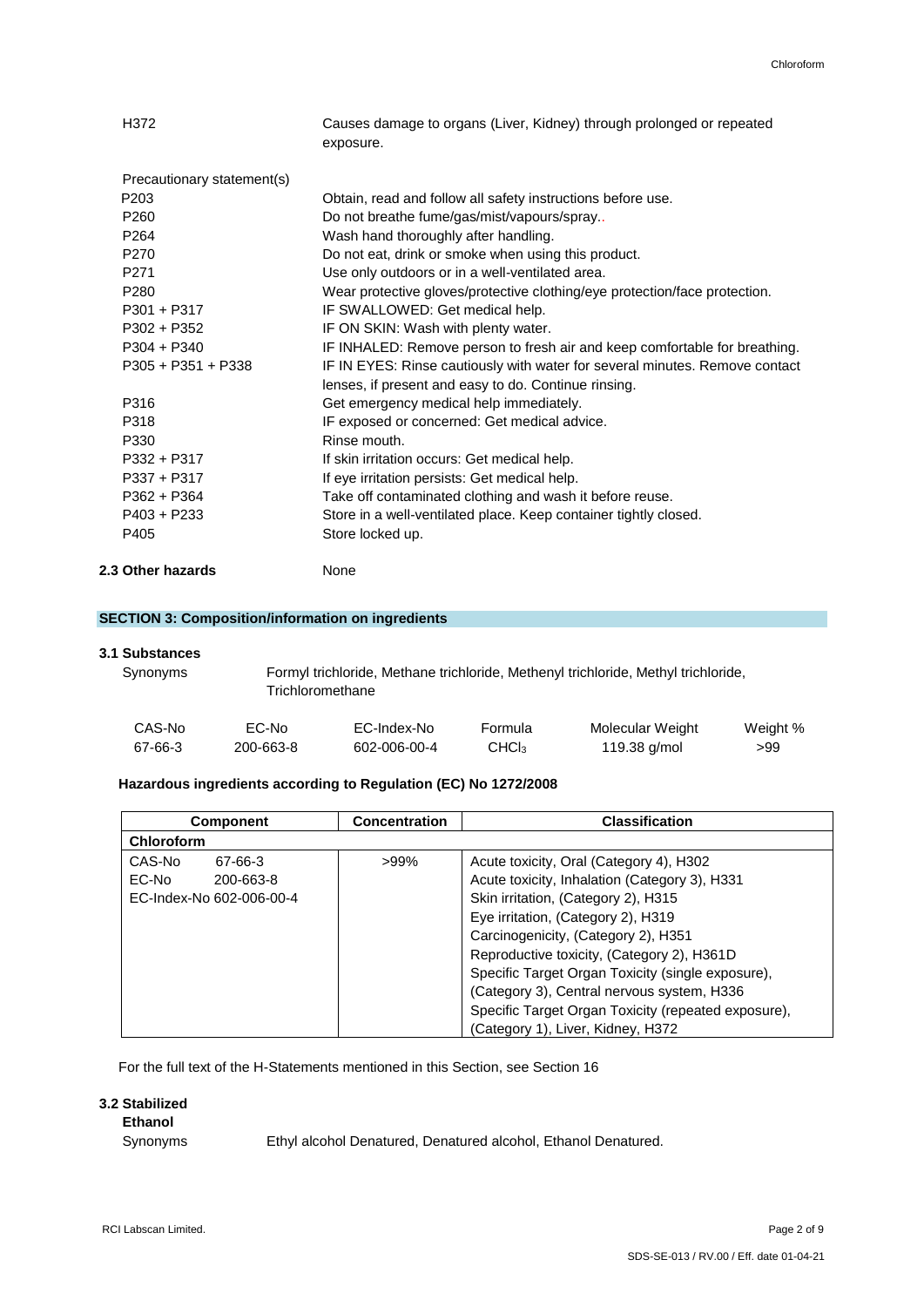| | |
|---|---|
| H372 | Causes damage to organs (Liver, Kidney) through prolonged or repeated exposure. |

Precautionary statement(s)

| | |
|---|---|
| P203 | Obtain, read and follow all safety instructions before use. |
| P260 | Do not breathe fume/gas/mist/vapours/spray.. |
| P264 | Wash hand thoroughly after handling. |
| P270 | Do not eat, drink or smoke when using this product. |
| P271 | Use only outdoors or in a well-ventilated area. |
| P280 | Wear protective gloves/protective clothing/eye protection/face protection. |
| P301 + P317 | IF SWALLOWED: Get medical help. |
| P302 + P352 | IF ON SKIN: Wash with plenty water. |
| P304 + P340 | IF INHALED: Remove person to fresh air and keep comfortable for breathing. |
| P305 + P351 + P338 | IF IN EYES: Rinse cautiously with water for several minutes. Remove contact lenses, if present and easy to do. Continue rinsing. |
| P316 | Get emergency medical help immediately. |
| P318 | IF exposed or concerned: Get medical advice. |
| P330 | Rinse mouth. |
| P332 + P317 | If skin irritation occurs: Get medical help. |
| P337 + P317 | If eye irritation persists: Get medical help. |
| P362 + P364 | Take off contaminated clothing and wash it before reuse. |
| P403 + P233 | Store in a well-ventilated place. Keep container tightly closed. |
| P405 | Store locked up. |

**2.3 Other hazards** None

## SECTION 3: Composition/information on ingredients

### 3.1 Substances

Synonyms: Formyl trichloride, Methane trichloride, Methenyl trichloride, Methyl trichloride, Trichloromethane

| CAS-No | EC-No | EC-Index-No | Formula | Molecular Weight | Weight % |
|---|---|---|---|---|---|
| 67-66-3 | 200-663-8 | 602-006-00-4 | $CHCl_3$ | 119.38 g/mol | >99 |

**Hazardous ingredients according to Regulation (EC) No 1272/2008**

| Component | Concentration | Classification |
|---|---|---|
| **Chloroform** | | |
| CAS-No 67-66-3<br>EC-No 200-663-8<br>EC-Index-No 602-006-00-4 | >99% | Acute toxicity, Oral (Category 4), H302<br>Acute toxicity, Inhalation (Category 3), H331<br>Skin irritation, (Category 2), H315<br>Eye irritation, (Category 2), H319<br>Carcinogenicity, (Category 2), H351<br>Reproductive toxicity, (Category 2), H361D<br>Specific Target Organ Toxicity (single exposure), (Category 3), Central nervous system, H336<br>Specific Target Organ Toxicity (repeated exposure), (Category 1), Liver, Kidney, H372 |

For the full text of the H-Statements mentioned in this Section, see Section 16

### 3.2 Stabilized

**Ethanol**

Synonyms: Ethyl alcohol Denatured, Denatured alcohol, Ethanol Denatured.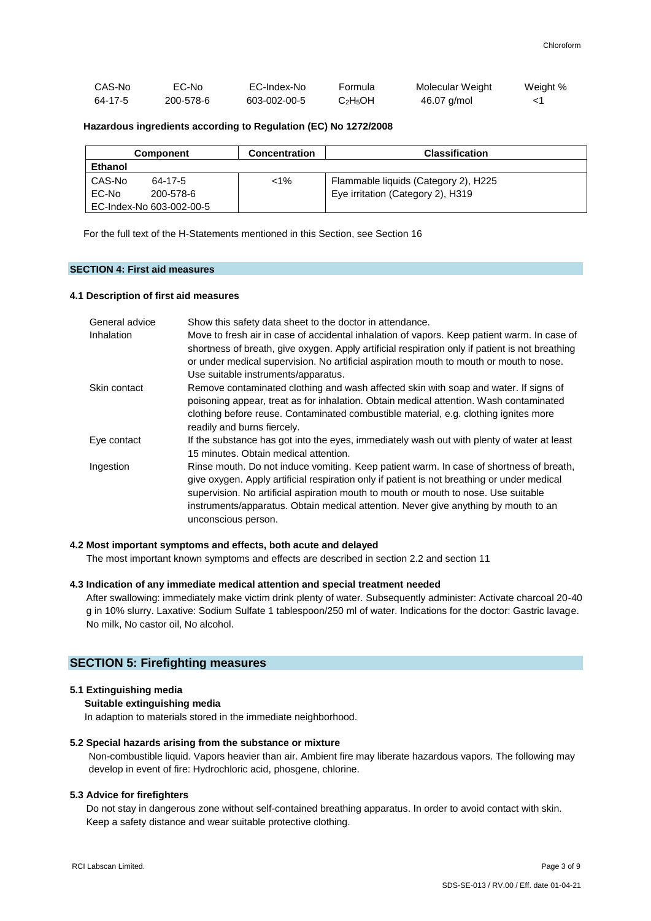| CAS-No | EC-No | EC-Index-No | Formula | Molecular Weight | Weight % |
|---|---|---|---|---|---|
| 64-17-5 | 200-578-6 | 603-002-00-5 | $C_2H_5OH$ | 46.07 g/mol | <1 |

**Hazardous ingredients according to Regulation (EC) No 1272/2008**

| Component | Concentration | Classification |
|---|---|---|
| **Ethanol** | | |
| CAS-No 64-17-5<br>EC-No 200-578-6<br>EC-Index-No 603-002-00-5 | <1% | Flammable liquids (Category 2), H225<br>Eye irritation (Category 2), H319 |

For the full text of the H-Statements mentioned in this Section, see Section 16

## SECTION 4: First aid measures

### 4.1 Description of first aid measures

| | |
|---|---|
| General advice | Show this safety data sheet to the doctor in attendance. |
| Inhalation | Move to fresh air in case of accidental inhalation of vapors. Keep patient warm. In case of shortness of breath, give oxygen. Apply artificial respiration only if patient is not breathing or under medical supervision. No artificial aspiration mouth to mouth or mouth to nose. Use suitable instruments/apparatus. |
| Skin contact | Remove contaminated clothing and wash affected skin with soap and water. If signs of poisoning appear, treat as for inhalation. Obtain medical attention. Wash contaminated clothing before reuse. Contaminated combustible material, e.g. clothing ignites more readily and burns fiercely. |
| Eye contact | If the substance has got into the eyes, immediately wash out with plenty of water at least 15 minutes. Obtain medical attention. |
| Ingestion | Rinse mouth. Do not induce vomiting. Keep patient warm. In case of shortness of breath, give oxygen. Apply artificial respiration only if patient is not breathing or under medical supervision. No artificial aspiration mouth to mouth or mouth to nose. Use suitable instruments/apparatus. Obtain medical attention. Never give anything by mouth to an unconscious person. |

### 4.2 Most important symptoms and effects, both acute and delayed

The most important known symptoms and effects are described in section 2.2 and section 11

### 4.3 Indication of any immediate medical attention and special treatment needed

After swallowing: immediately make victim drink plenty of water. Subsequently administer: Activate charcoal 20-40 g in 10% slurry. Laxative: Sodium Sulfate 1 tablespoon/250 ml of water. Indications for the doctor: Gastric lavage. No milk, No castor oil, No alcohol.

## SECTION 5: Firefighting measures

### 5.1 Extinguishing media

**Suitable extinguishing media**

In adaption to materials stored in the immediate neighborhood.

### 5.2 Special hazards arising from the substance or mixture

Non-combustible liquid. Vapors heavier than air. Ambient fire may liberate hazardous vapors. The following may develop in event of fire: Hydrochloric acid, phosgene, chlorine.

### 5.3 Advice for firefighters

Do not stay in dangerous zone without self-contained breathing apparatus. In order to avoid contact with skin. Keep a safety distance and wear suitable protective clothing.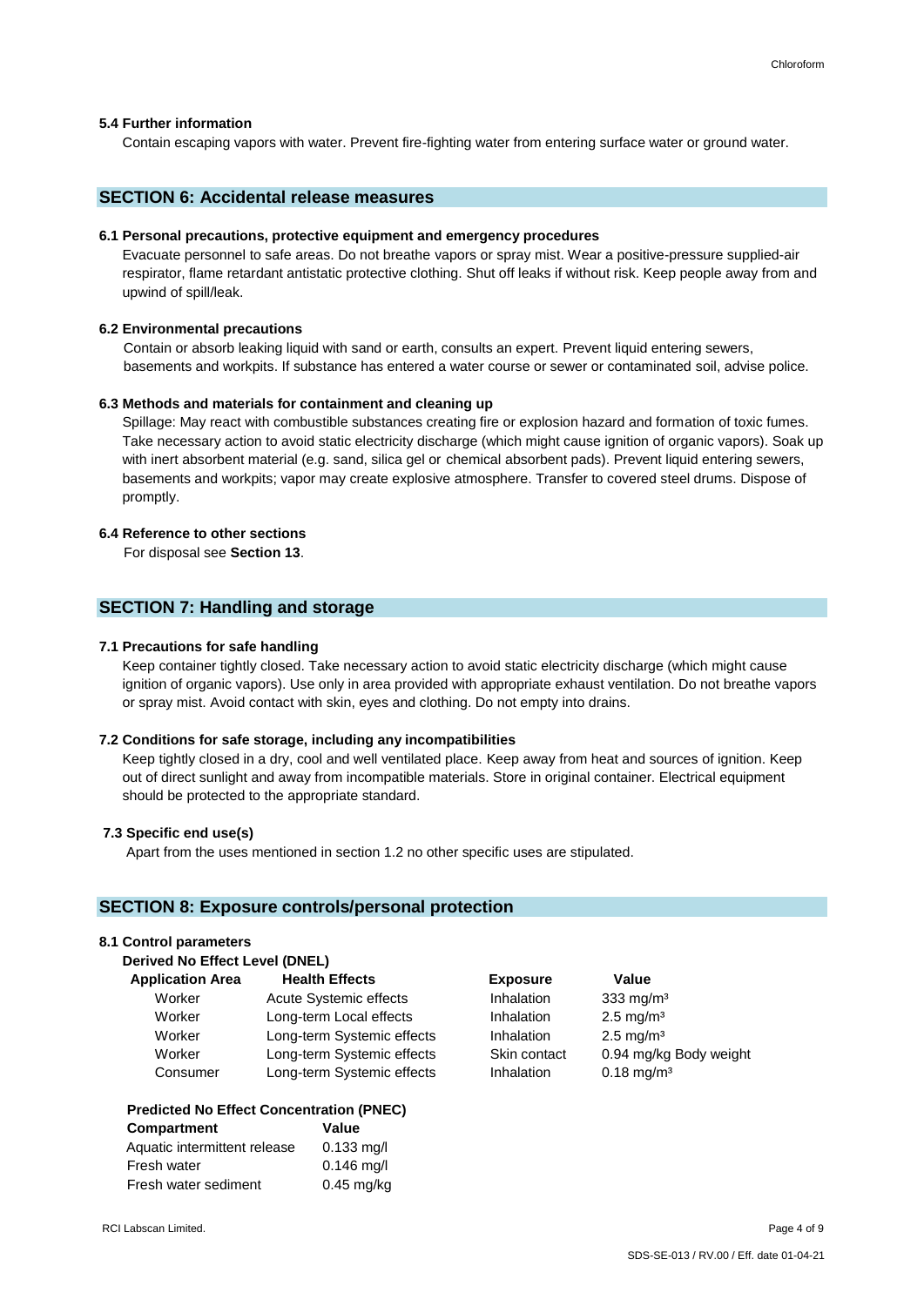### 5.4 Further information

Contain escaping vapors with water. Prevent fire-fighting water from entering surface water or ground water.

## SECTION 6: Accidental release measures

### 6.1 Personal precautions, protective equipment and emergency procedures

Evacuate personnel to safe areas. Do not breathe vapors or spray mist. Wear a positive-pressure supplied-air respirator, flame retardant antistatic protective clothing. Shut off leaks if without risk. Keep people away from and upwind of spill/leak.

### 6.2 Environmental precautions

Contain or absorb leaking liquid with sand or earth, consults an expert. Prevent liquid entering sewers, basements and workpits. If substance has entered a water course or sewer or contaminated soil, advise police.

### 6.3 Methods and materials for containment and cleaning up

Spillage: May react with combustible substances creating fire or explosion hazard and formation of toxic fumes. Take necessary action to avoid static electricity discharge (which might cause ignition of organic vapors). Soak up with inert absorbent material (e.g. sand, silica gel or chemical absorbent pads). Prevent liquid entering sewers, basements and workpits; vapor may create explosive atmosphere. Transfer to covered steel drums. Dispose of promptly.

### 6.4 Reference to other sections

For disposal see **Section 13**.

## SECTION 7: Handling and storage

### 7.1 Precautions for safe handling

Keep container tightly closed. Take necessary action to avoid static electricity discharge (which might cause ignition of organic vapors). Use only in area provided with appropriate exhaust ventilation. Do not breathe vapors or spray mist. Avoid contact with skin, eyes and clothing. Do not empty into drains.

### 7.2 Conditions for safe storage, including any incompatibilities

Keep tightly closed in a dry, cool and well ventilated place. Keep away from heat and sources of ignition. Keep out of direct sunlight and away from incompatible materials. Store in original container. Electrical equipment should be protected to the appropriate standard.

### 7.3 Specific end use(s)

Apart from the uses mentioned in section 1.2 no other specific uses are stipulated.

## SECTION 8: Exposure controls/personal protection

### 8.1 Control parameters

**Derived No Effect Level (DNEL)**

| Application Area | Health Effects | Exposure | Value |
|---|---|---|---|
| Worker | Acute Systemic effects | Inhalation | 333 mg/m³ |
| Worker | Long-term Local effects | Inhalation | 2.5 mg/m³ |
| Worker | Long-term Systemic effects | Inhalation | 2.5 mg/m³ |
| Worker | Long-term Systemic effects | Skin contact | 0.94 mg/kg Body weight |
| Consumer | Long-term Systemic effects | Inhalation | 0.18 mg/m³ |

**Predicted No Effect Concentration (PNEC)**

| Compartment | Value |
|---|---|
| Aquatic intermittent release | 0.133 mg/l |
| Fresh water | 0.146 mg/l |
| Fresh water sediment | 0.45 mg/kg |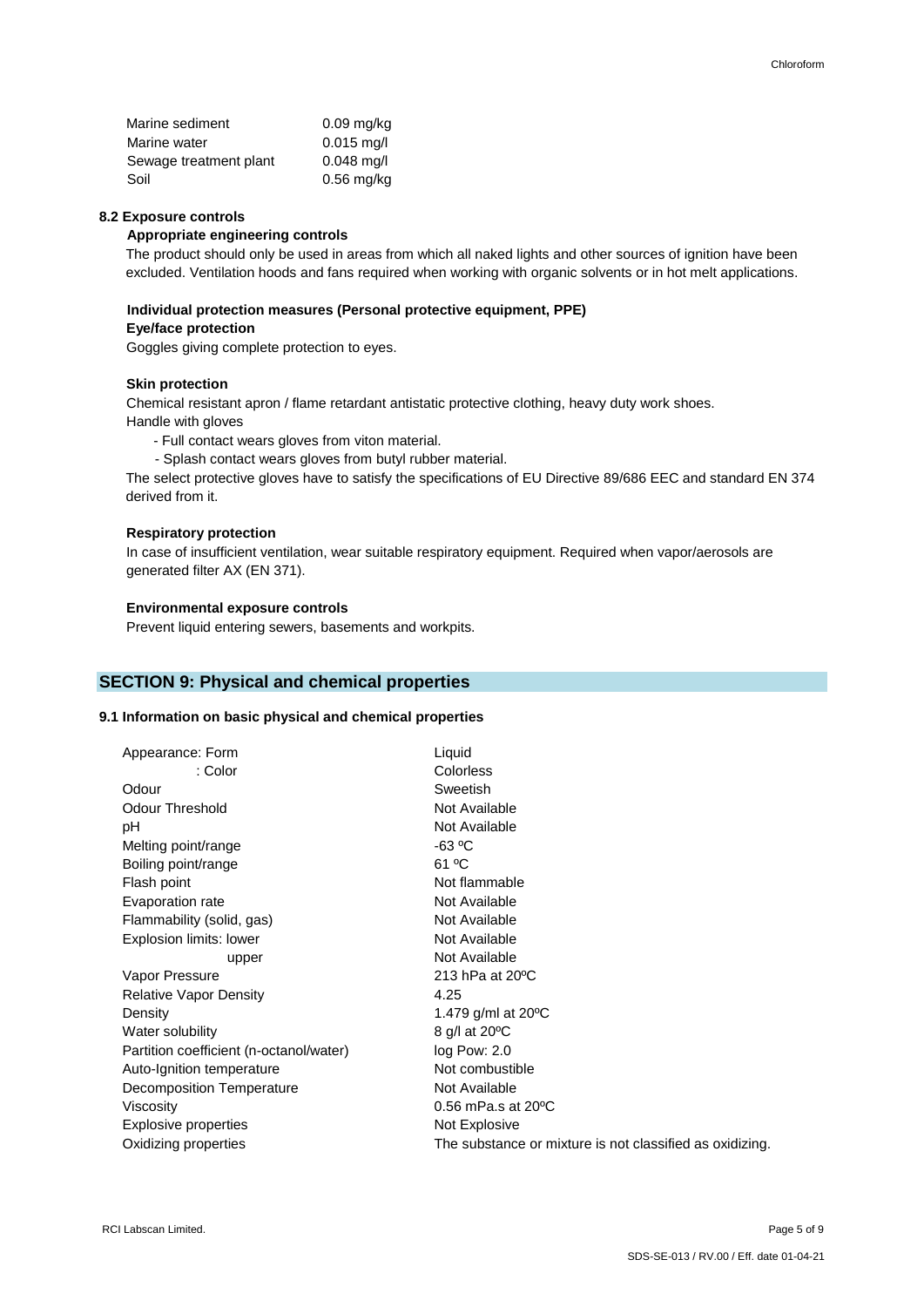| | |
|---|---|
| Marine sediment | 0.09 mg/kg |
| Marine water | 0.015 mg/l |
| Sewage treatment plant | 0.048 mg/l |
| Soil | 0.56 mg/kg |

**8.2 Exposure controls**

**Appropriate engineering controls**

The product should only be used in areas from which all naked lights and other sources of ignition have been excluded. Ventilation hoods and fans required when working with organic solvents or in hot melt applications.

**Individual protection measures (Personal protective equipment, PPE)**

**Eye/face protection**

Goggles giving complete protection to eyes.

**Skin protection**

Chemical resistant apron / flame retardant antistatic protective clothing, heavy duty work shoes.
Handle with gloves

- Full contact wears gloves from viton material.
- Splash contact wears gloves from butyl rubber material.

The select protective gloves have to satisfy the specifications of EU Directive 89/686 EEC and standard EN 374 derived from it.

**Respiratory protection**

In case of insufficient ventilation, wear suitable respiratory equipment. Required when vapor/aerosols are generated filter AX (EN 371).

**Environmental exposure controls**

Prevent liquid entering sewers, basements and workpits.

## SECTION 9: Physical and chemical properties

**9.1 Information on basic physical and chemical properties**

| | |
|---|---|
| Appearance: Form | Liquid |
| : Color | Colorless |
| Odour | Sweetish |
| Odour Threshold | Not Available |
| pH | Not Available |
| Melting point/range | -63 ºC |
| Boiling point/range | 61 ºC |
| Flash point | Not flammable |
| Evaporation rate | Not Available |
| Flammability (solid, gas) | Not Available |
| Explosion limits: lower | Not Available |
| upper | Not Available |
| Vapor Pressure | 213 hPa at 20ºC |
| Relative Vapor Density | 4.25 |
| Density | 1.479 g/ml at 20ºC |
| Water solubility | 8 g/l at 20ºC |
| Partition coefficient (n-octanol/water) | log Pow: 2.0 |
| Auto-Ignition temperature | Not combustible |
| Decomposition Temperature | Not Available |
| Viscosity | 0.56 mPa.s at 20ºC |
| Explosive properties | Not Explosive |
| Oxidizing properties | The substance or mixture is not classified as oxidizing. |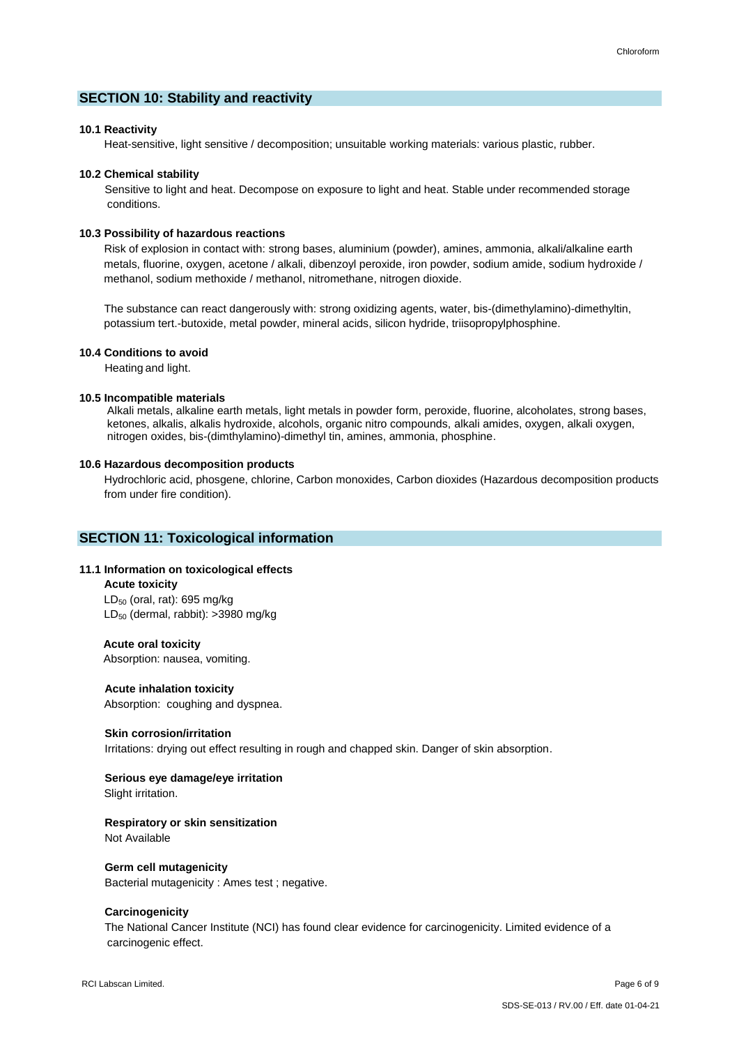## SECTION 10: Stability and reactivity

**10.1 Reactivity**

Heat-sensitive, light sensitive / decomposition; unsuitable working materials: various plastic, rubber.

**10.2 Chemical stability**

Sensitive to light and heat. Decompose on exposure to light and heat. Stable under recommended storage conditions.

**10.3 Possibility of hazardous reactions**

Risk of explosion in contact with: strong bases, aluminium (powder), amines, ammonia, alkali/alkaline earth metals, fluorine, oxygen, acetone / alkali, dibenzoyl peroxide, iron powder, sodium amide, sodium hydroxide / methanol, sodium methoxide / methanol, nitromethane, nitrogen dioxide.

The substance can react dangerously with: strong oxidizing agents, water, bis-(dimethylamino)-dimethyltin, potassium tert.-butoxide, metal powder, mineral acids, silicon hydride, triisopropylphosphine.

**10.4 Conditions to avoid**

Heating and light.

**10.5 Incompatible materials**

Alkali metals, alkaline earth metals, light metals in powder form, peroxide, fluorine, alcoholates, strong bases, ketones, alkalis, alkalis hydroxide, alcohols, organic nitro compounds, alkali amides, oxygen, alkali oxygen, nitrogen oxides, bis-(dimthylamino)-dimethyl tin, amines, ammonia, phosphine.

**10.6 Hazardous decomposition products**

Hydrochloric acid, phosgene, chlorine, Carbon monoxides, Carbon dioxides (Hazardous decomposition products from under fire condition).

## SECTION 11: Toxicological information

**11.1 Information on toxicological effects**

**Acute toxicity**

$LD_{50}$ (oral, rat): 695 mg/kg
$LD_{50}$ (dermal, rabbit): >3980 mg/kg

**Acute oral toxicity**

Absorption: nausea, vomiting.

**Acute inhalation toxicity**

Absorption: coughing and dyspnea.

**Skin corrosion/irritation**

Irritations: drying out effect resulting in rough and chapped skin. Danger of skin absorption.

**Serious eye damage/eye irritation**

Slight irritation.

**Respiratory or skin sensitization**

Not Available

**Germ cell mutagenicity**

Bacterial mutagenicity : Ames test ; negative.

**Carcinogenicity**

The National Cancer Institute (NCI) has found clear evidence for carcinogenicity. Limited evidence of a carcinogenic effect.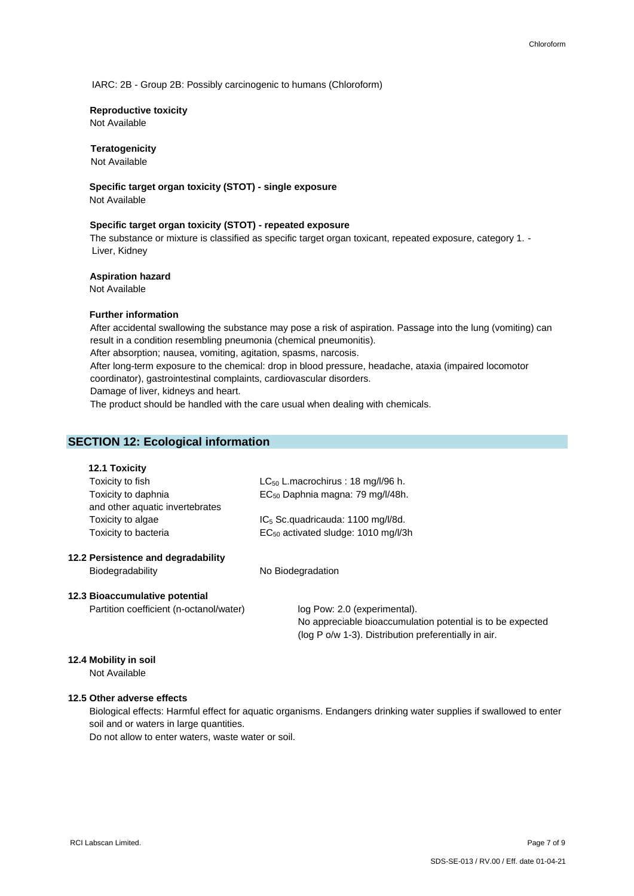IARC: 2B - Group 2B: Possibly carcinogenic to humans (Chloroform)

**Reproductive toxicity**
Not Available

**Teratogenicity**
Not Available

**Specific target organ toxicity (STOT) - single exposure**
Not Available

**Specific target organ toxicity (STOT) - repeated exposure**
The substance or mixture is classified as specific target organ toxicant, repeated exposure, category 1. - Liver, Kidney

**Aspiration hazard**
Not Available

**Further information**
After accidental swallowing the substance may pose a risk of aspiration. Passage into the lung (vomiting) can result in a condition resembling pneumonia (chemical pneumonitis).
After absorption; nausea, vomiting, agitation, spasms, narcosis.
After long-term exposure to the chemical: drop in blood pressure, headache, ataxia (impaired locomotor coordinator), gastrointestinal complaints, cardiovascular disorders.
Damage of liver, kidneys and heart.
The product should be handled with the care usual when dealing with chemicals.

## SECTION 12: Ecological information

### 12.1 Toxicity

| | |
|---|---|
| Toxicity to fish | $LC_{50}$ L.macrochirus : 18 mg/l/96 h. |
| Toxicity to daphnia and other aquatic invertebrates | $EC_{50}$ Daphnia magna: 79 mg/l/48h. |
| Toxicity to algae | $IC_5$ Sc.quadricauda: 1100 mg/l/8d. |
| Toxicity to bacteria | $EC_{50}$ activated sludge: 1010 mg/l/3h |

### 12.2 Persistence and degradability

| | |
|---|---|
| Biodegradability | No Biodegradation |

### 12.3 Bioaccumulative potential

| | |
|---|---|
| Partition coefficient (n-octanol/water) | log Pow: 2.0 (experimental). No appreciable bioaccumulation potential is to be expected (log P o/w 1-3). Distribution preferentially in air. |

### 12.4 Mobility in soil
Not Available

### 12.5 Other adverse effects
Biological effects: Harmful effect for aquatic organisms. Endangers drinking water supplies if swallowed to enter soil and or waters in large quantities.
Do not allow to enter waters, waste water or soil.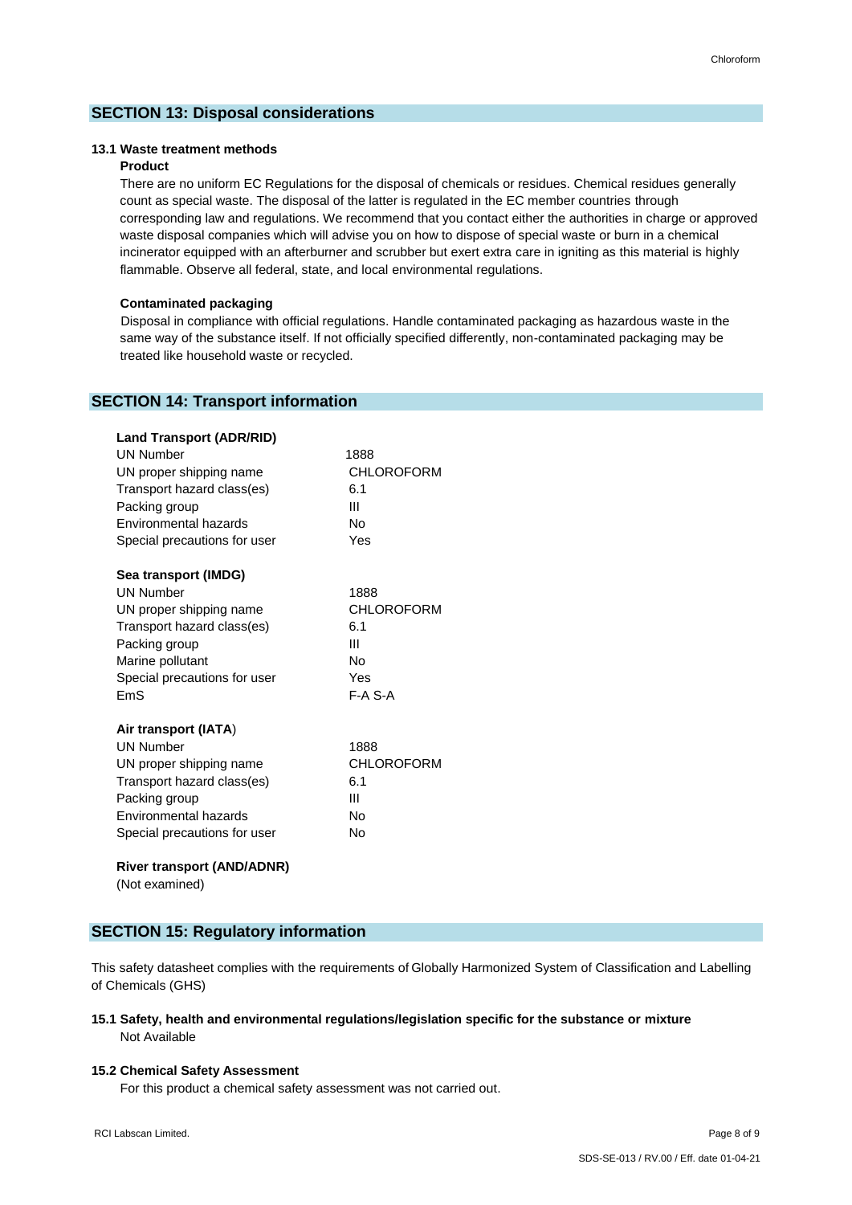## SECTION 13: Disposal considerations

### 13.1 Waste treatment methods

**Product**

There are no uniform EC Regulations for the disposal of chemicals or residues. Chemical residues generally count as special waste. The disposal of the latter is regulated in the EC member countries through corresponding law and regulations. We recommend that you contact either the authorities in charge or approved waste disposal companies which will advise you on how to dispose of special waste or burn in a chemical incinerator equipped with an afterburner and scrubber but exert extra care in igniting as this material is highly flammable. Observe all federal, state, and local environmental regulations.

**Contaminated packaging**

Disposal in compliance with official regulations. Handle contaminated packaging as hazardous waste in the same way of the substance itself. If not officially specified differently, non-contaminated packaging may be treated like household waste or recycled.

## SECTION 14: Transport information

**Land Transport (ADR/RID)**

| | |
|---|---|
| UN Number | 1888 |
| UN proper shipping name | CHLOROFORM |
| Transport hazard class(es) | 6.1 |
| Packing group | III |
| Environmental hazards | No |
| Special precautions for user | Yes |

**Sea transport (IMDG)**

| | |
|---|---|
| UN Number | 1888 |
| UN proper shipping name | CHLOROFORM |
| Transport hazard class(es) | 6.1 |
| Packing group | III |
| Marine pollutant | No |
| Special precautions for user | Yes |
| EmS | F-A S-A |

**Air transport (IATA**)

| | |
|---|---|
| UN Number | 1888 |
| UN proper shipping name | CHLOROFORM |
| Transport hazard class(es) | 6.1 |
| Packing group | III |
| Environmental hazards | No |
| Special precautions for user | No |

**River transport (AND/ADNR)**

(Not examined)

## SECTION 15: Regulatory information

This safety datasheet complies with the requirements of Globally Harmonized System of Classification and Labelling of Chemicals (GHS)

### 15.1 Safety, health and environmental regulations/legislation specific for the substance or mixture

Not Available

### 15.2 Chemical Safety Assessment

For this product a chemical safety assessment was not carried out.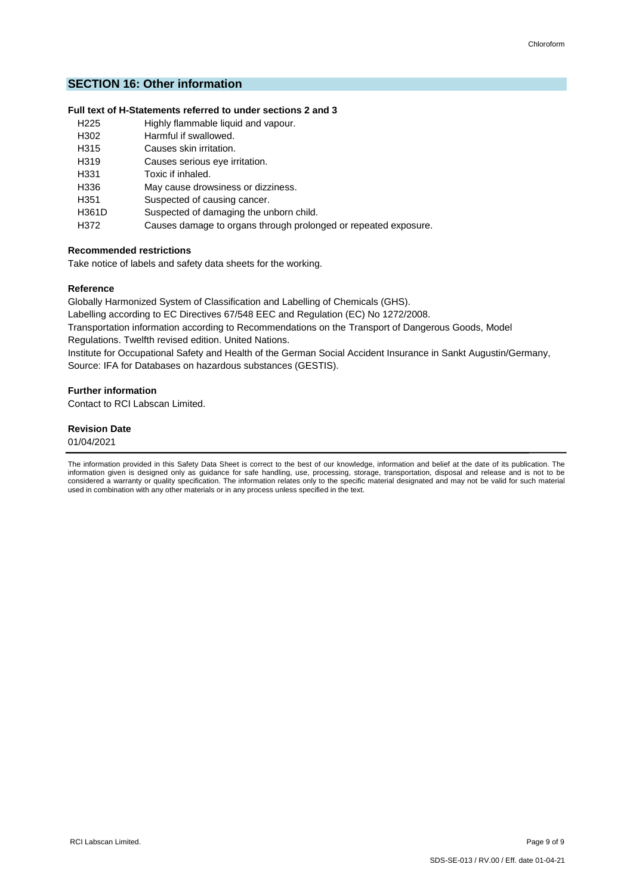## SECTION 16: Other information

**Full text of H-Statements referred to under sections 2 and 3**

| | |
|---|---|
| H225 | Highly flammable liquid and vapour. |
| H302 | Harmful if swallowed. |
| H315 | Causes skin irritation. |
| H319 | Causes serious eye irritation. |
| H331 | Toxic if inhaled. |
| H336 | May cause drowsiness or dizziness. |
| H351 | Suspected of causing cancer. |
| H361D | Suspected of damaging the unborn child. |
| H372 | Causes damage to organs through prolonged or repeated exposure. |

**Recommended restrictions**

Take notice of labels and safety data sheets for the working.

**Reference**

Globally Harmonized System of Classification and Labelling of Chemicals (GHS).
Labelling according to EC Directives 67/548 EEC and Regulation (EC) No 1272/2008.
Transportation information according to Recommendations on the Transport of Dangerous Goods, Model Regulations. Twelfth revised edition. United Nations.
Institute for Occupational Safety and Health of the German Social Accident Insurance in Sankt Augustin/Germany, Source: IFA for Databases on hazardous substances (GESTIS).

**Further information**

Contact to RCI Labscan Limited.

**Revision Date**

01/04/2021

The information provided in this Safety Data Sheet is correct to the best of our knowledge, information and belief at the date of its publication. The information given is designed only as guidance for safe handling, use, processing, storage, transportation, disposal and release and is not to be considered a warranty or quality specification. The information relates only to the specific material designated and may not be valid for such material used in combination with any other materials or in any process unless specified in the text.